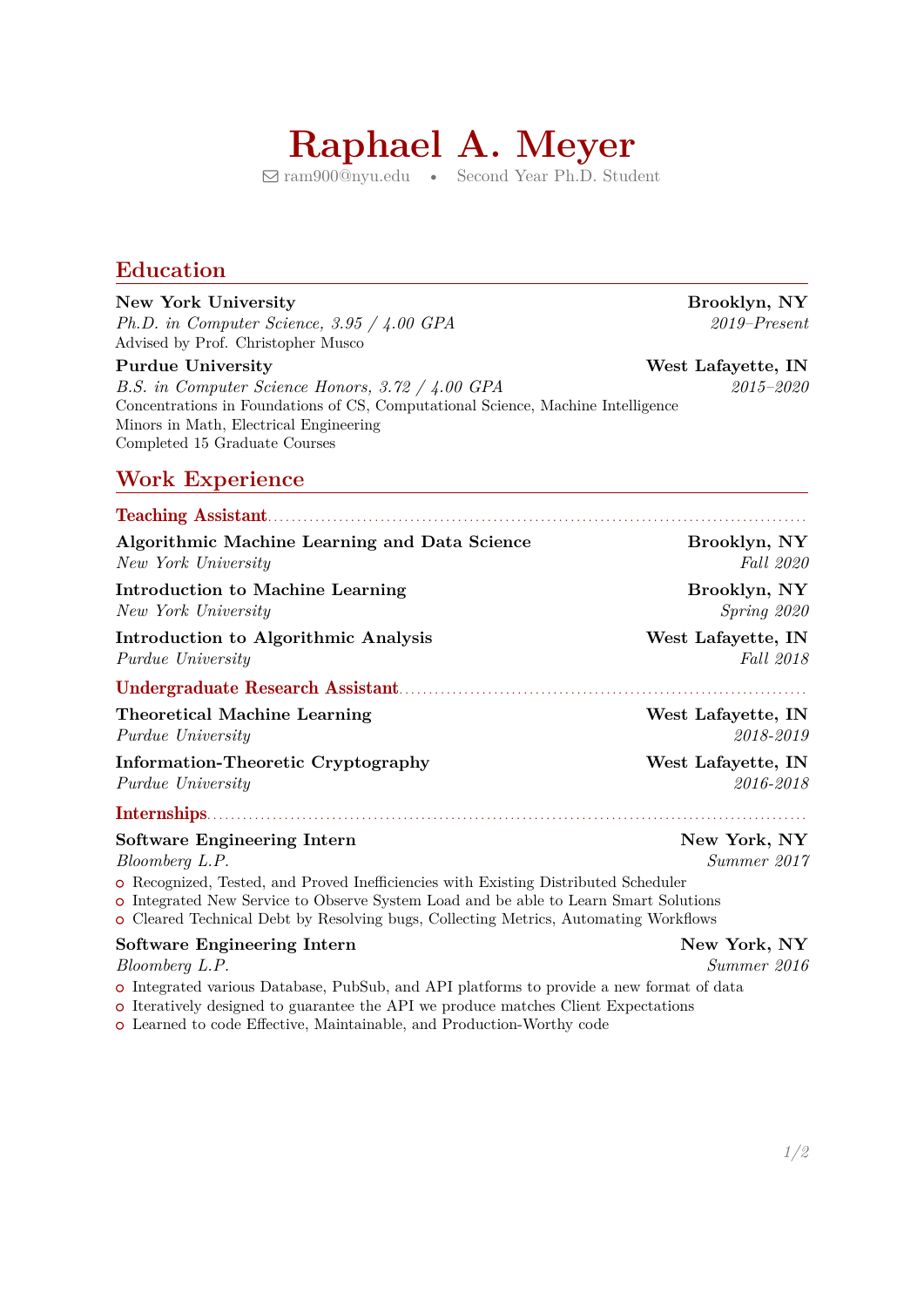# Raphael A. Meyer

ram900@nyu.edu • Second Year Ph.D. Student

## Education

**New York University** — **Brooklyn, NY**
*Ph.D. in Computer Science, 3.95 / 4.00 GPA* — *2019–Present*
Advised by Prof. Christopher Musco

**Purdue University** — **West Lafayette, IN**
*B.S. in Computer Science Honors, 3.72 / 4.00 GPA* — *2015–2020*
Concentrations in Foundations of CS, Computational Science, Machine Intelligence
Minors in Math, Electrical Engineering
Completed 15 Graduate Courses

## Work Experience

### Teaching Assistant

**Algorithmic Machine Learning and Data Science** — **Brooklyn, NY**
*New York University* — *Fall 2020*

**Introduction to Machine Learning** — **Brooklyn, NY**
*New York University* — *Spring 2020*

**Introduction to Algorithmic Analysis** — **West Lafayette, IN**
*Purdue University* — *Fall 2018*

### Undergraduate Research Assistant

**Theoretical Machine Learning** — **West Lafayette, IN**
*Purdue University* — *2018-2019*

**Information-Theoretic Cryptography** — **West Lafayette, IN**
*Purdue University* — *2016-2018*

### Internships

**Software Engineering Intern** — **New York, NY**
*Bloomberg L.P.* — *Summer 2017*

- Recognized, Tested, and Proved Inefficiencies with Existing Distributed Scheduler
- Integrated New Service to Observe System Load and be able to Learn Smart Solutions
- Cleared Technical Debt by Resolving bugs, Collecting Metrics, Automating Workflows

**Software Engineering Intern** — **New York, NY**
*Bloomberg L.P.* — *Summer 2016*

- Integrated various Database, PubSub, and API platforms to provide a new format of data
- Iteratively designed to guarantee the API we produce matches Client Expectations
- Learned to code Effective, Maintainable, and Production-Worthy code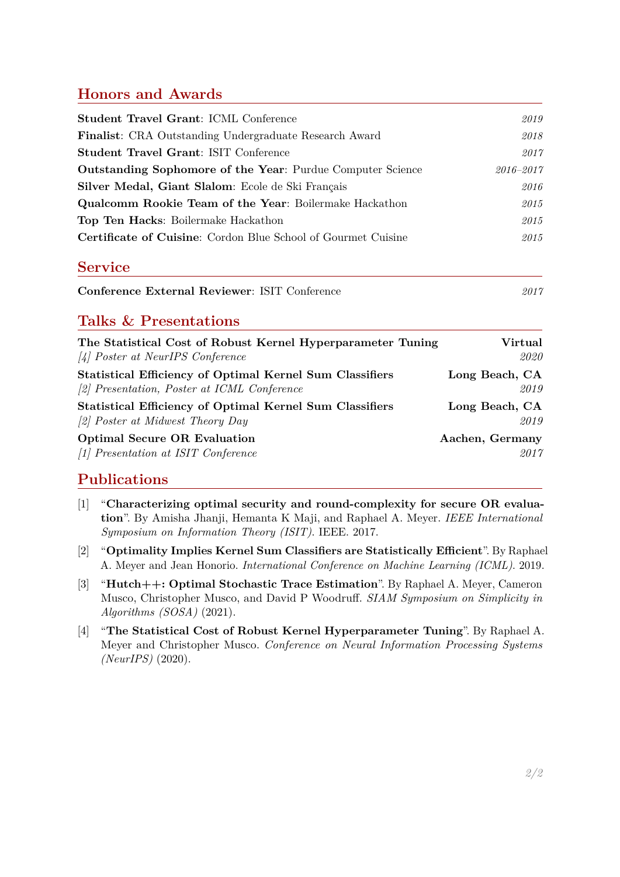## Honors and Awards

**Student Travel Grant**: ICML Conference *2019*

**Finalist**: CRA Outstanding Undergraduate Research Award *2018*

**Student Travel Grant**: ISIT Conference *2017*

**Outstanding Sophomore of the Year**: Purdue Computer Science *2016–2017*

**Silver Medal, Giant Slalom**: Ecole de Ski Français *2016*

**Qualcomm Rookie Team of the Year**: Boilermake Hackathon *2015*

**Top Ten Hacks**: Boilermake Hackathon *2015*

**Certificate of Cuisine**: Cordon Blue School of Gourmet Cuisine *2015*

## Service

**Conference External Reviewer**: ISIT Conference *2017*

## Talks & Presentations

**The Statistical Cost of Robust Kernel Hyperparameter Tuning** — **Virtual**
*[4] Poster at NeurIPS Conference* — *2020*

**Statistical Efficiency of Optimal Kernel Sum Classifiers** — **Long Beach, CA**
*[2] Presentation, Poster at ICML Conference* — *2019*

**Statistical Efficiency of Optimal Kernel Sum Classifiers** — **Long Beach, CA**
*[2] Poster at Midwest Theory Day* — *2019*

**Optimal Secure OR Evaluation** — **Aachen, Germany**
*[1] Presentation at ISIT Conference* — *2017*

## Publications

[1] "**Characterizing optimal security and round-complexity for secure OR evaluation**". By Amisha Jhanji, Hemanta K Maji, and Raphael A. Meyer. *IEEE International Symposium on Information Theory (ISIT)*. IEEE. 2017.

[2] "**Optimality Implies Kernel Sum Classifiers are Statistically Efficient**". By Raphael A. Meyer and Jean Honorio. *International Conference on Machine Learning (ICML)*. 2019.

[3] "**Hutch++: Optimal Stochastic Trace Estimation**". By Raphael A. Meyer, Cameron Musco, Christopher Musco, and David P Woodruff. *SIAM Symposium on Simplicity in Algorithms (SOSA)* (2021).

[4] "**The Statistical Cost of Robust Kernel Hyperparameter Tuning**". By Raphael A. Meyer and Christopher Musco. *Conference on Neural Information Processing Systems (NeurIPS)* (2020).